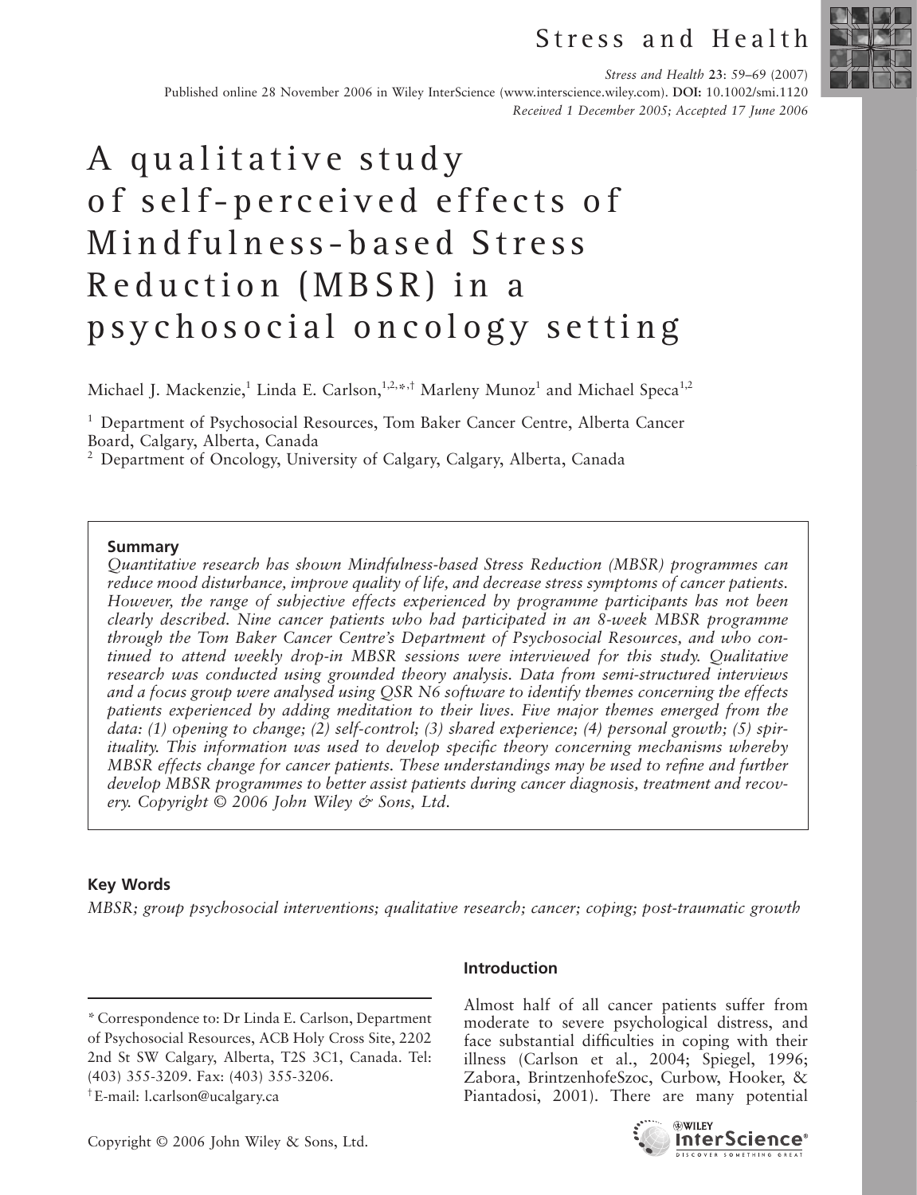Published online 28 November 2006 in Wiley InterScience (www.interscience.wiley.com). **DOI:** 10.1002/smi.1120

*Received 1 December 2005; Accepted 17 June 2006*

# A qualitative study of self-perceived effects of Mindfulness-based Stress Reduction (MBSR) in a psychosocial oncology setting

Michael J. Mackenzie,[1] Linda E. Carlson,[1,2,*,†] Marleny Munoz[1] and Michael Speca[1,2]

[1] Department of Psychosocial Resources, Tom Baker Cancer Centre, Alberta Cancer Board, Calgary, Alberta, Canada

[2] Department of Oncology, University of Calgary, Calgary, Alberta, Canada

**Summary**

*Quantitative research has shown Mindfulness-based Stress Reduction (MBSR) programmes can reduce mood disturbance, improve quality of life, and decrease stress symptoms of cancer patients. However, the range of subjective effects experienced by programme participants has not been clearly described. Nine cancer patients who had participated in an 8-week MBSR programme through the Tom Baker Cancer Centre's Department of Psychosocial Resources, and who continued to attend weekly drop-in MBSR sessions were interviewed for this study. Qualitative research was conducted using grounded theory analysis. Data from semi-structured interviews and a focus group were analysed using QSR N6 software to identify themes concerning the effects patients experienced by adding meditation to their lives. Five major themes emerged from the data: (1) opening to change; (2) self-control; (3) shared experience; (4) personal growth; (5) spirituality. This information was used to develop specific theory concerning mechanisms whereby MBSR effects change for cancer patients. These understandings may be used to refine and further develop MBSR programmes to better assist patients during cancer diagnosis, treatment and recovery. Copyright © 2006 John Wiley & Sons, Ltd.*

**Key Words**

*MBSR; group psychosocial interventions; qualitative research; cancer; coping; post-traumatic growth*

## Introduction

Almost half of all cancer patients suffer from moderate to severe psychological distress, and face substantial difficulties in coping with their illness (Carlson et al., 2004; Spiegel, 1996; Zabora, BrintzenhofeSzoc, Curbow, Hooker, & Piantadosi, 2001). There are many potential

\* Correspondence to: Dr Linda E. Carlson, Department of Psychosocial Resources, ACB Holy Cross Site, 2202 2nd St SW Calgary, Alberta, T2S 3C1, Canada. Tel: (403) 355-3209. Fax: (403) 355-3206.

† E-mail: l.carlson@ucalgary.ca

Copyright © 2006 John Wiley & Sons, Ltd.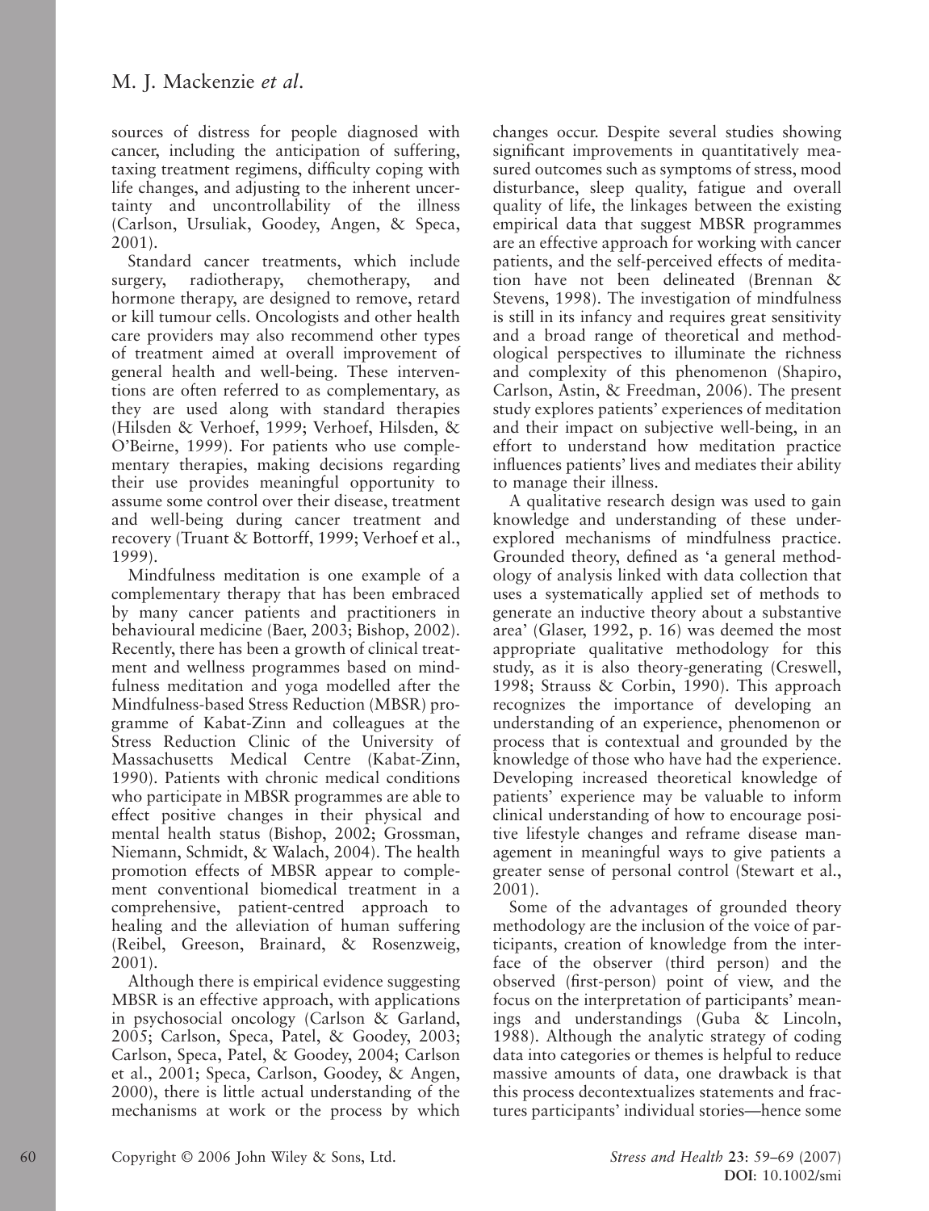sources of distress for people diagnosed with cancer, including the anticipation of suffering, taxing treatment regimens, difficulty coping with life changes, and adjusting to the inherent uncertainty and uncontrollability of the illness (Carlson, Ursuliak, Goodey, Angen, & Speca, 2001).

Standard cancer treatments, which include surgery, radiotherapy, chemotherapy, and hormone therapy, are designed to remove, retard or kill tumour cells. Oncologists and other health care providers may also recommend other types of treatment aimed at overall improvement of general health and well-being. These interventions are often referred to as complementary, as they are used along with standard therapies (Hilsden & Verhoef, 1999; Verhoef, Hilsden, & O'Beirne, 1999). For patients who use complementary therapies, making decisions regarding their use provides meaningful opportunity to assume some control over their disease, treatment and well-being during cancer treatment and recovery (Truant & Bottorff, 1999; Verhoef et al., 1999).

Mindfulness meditation is one example of a complementary therapy that has been embraced by many cancer patients and practitioners in behavioural medicine (Baer, 2003; Bishop, 2002). Recently, there has been a growth of clinical treatment and wellness programmes based on mindfulness meditation and yoga modelled after the Mindfulness-based Stress Reduction (MBSR) programme of Kabat-Zinn and colleagues at the Stress Reduction Clinic of the University of Massachusetts Medical Centre (Kabat-Zinn, 1990). Patients with chronic medical conditions who participate in MBSR programmes are able to effect positive changes in their physical and mental health status (Bishop, 2002; Grossman, Niemann, Schmidt, & Walach, 2004). The health promotion effects of MBSR appear to complement conventional biomedical treatment in a comprehensive, patient-centred approach to healing and the alleviation of human suffering (Reibel, Greeson, Brainard, & Rosenzweig, 2001).

Although there is empirical evidence suggesting MBSR is an effective approach, with applications in psychosocial oncology (Carlson & Garland, 2005; Carlson, Speca, Patel, & Goodey, 2003; Carlson, Speca, Patel, & Goodey, 2004; Carlson et al., 2001; Speca, Carlson, Goodey, & Angen, 2000), there is little actual understanding of the mechanisms at work or the process by which changes occur. Despite several studies showing significant improvements in quantitatively measured outcomes such as symptoms of stress, mood disturbance, sleep quality, fatigue and overall quality of life, the linkages between the existing empirical data that suggest MBSR programmes are an effective approach for working with cancer patients, and the self-perceived effects of meditation have not been delineated (Brennan & Stevens, 1998). The investigation of mindfulness is still in its infancy and requires great sensitivity and a broad range of theoretical and methodological perspectives to illuminate the richness and complexity of this phenomenon (Shapiro, Carlson, Astin, & Freedman, 2006). The present study explores patients' experiences of meditation and their impact on subjective well-being, in an effort to understand how meditation practice influences patients' lives and mediates their ability to manage their illness.

A qualitative research design was used to gain knowledge and understanding of these under-explored mechanisms of mindfulness practice. Grounded theory, defined as 'a general methodology of analysis linked with data collection that uses a systematically applied set of methods to generate an inductive theory about a substantive area' (Glaser, 1992, p. 16) was deemed the most appropriate qualitative methodology for this study, as it is also theory-generating (Creswell, 1998; Strauss & Corbin, 1990). This approach recognizes the importance of developing an understanding of an experience, phenomenon or process that is contextual and grounded by the knowledge of those who have had the experience. Developing increased theoretical knowledge of patients' experience may be valuable to inform clinical understanding of how to encourage positive lifestyle changes and reframe disease management in meaningful ways to give patients a greater sense of personal control (Stewart et al., 2001).

Some of the advantages of grounded theory methodology are the inclusion of the voice of participants, creation of knowledge from the interface of the observer (third person) and the observed (first-person) point of view, and the focus on the interpretation of participants' meanings and understandings (Guba & Lincoln, 1988). Although the analytic strategy of coding data into categories or themes is helpful to reduce massive amounts of data, one drawback is that this process decontextualizes statements and fractures participants' individual stories—hence some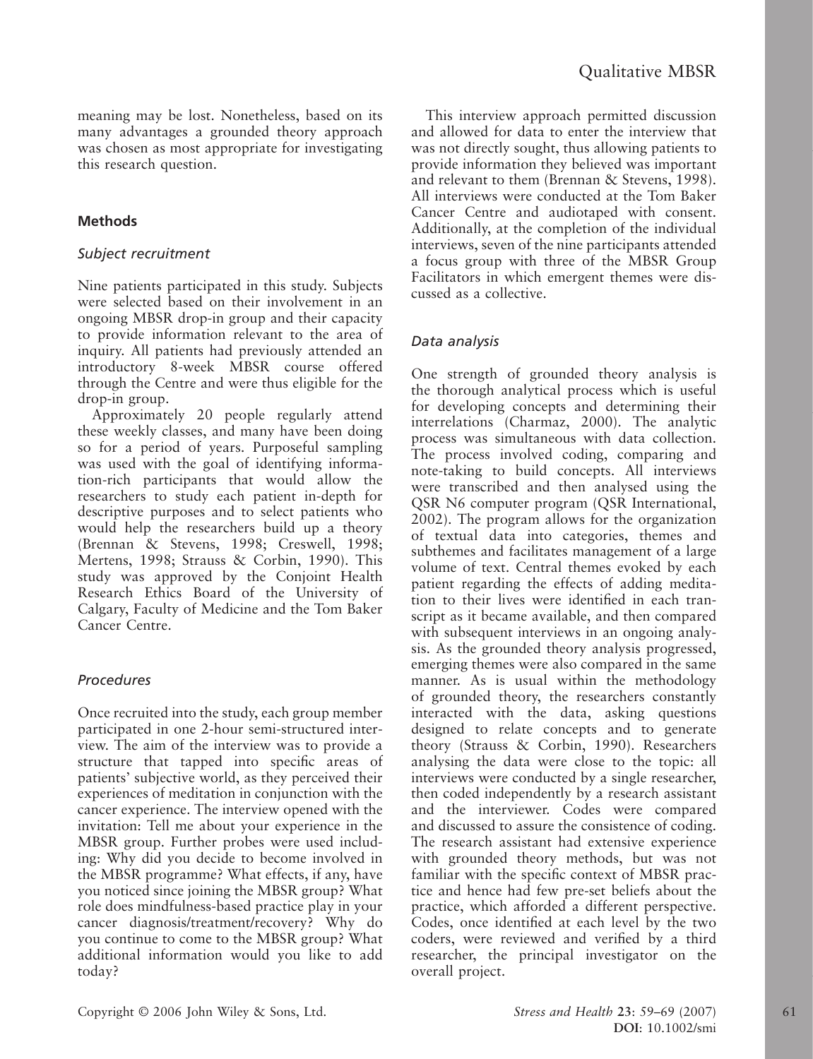meaning may be lost. Nonetheless, based on its many advantages a grounded theory approach was chosen as most appropriate for investigating this research question.

## Methods

### *Subject recruitment*

Nine patients participated in this study. Subjects were selected based on their involvement in an ongoing MBSR drop-in group and their capacity to provide information relevant to the area of inquiry. All patients had previously attended an introductory 8-week MBSR course offered through the Centre and were thus eligible for the drop-in group.

Approximately 20 people regularly attend these weekly classes, and many have been doing so for a period of years. Purposeful sampling was used with the goal of identifying information-rich participants that would allow the researchers to study each patient in-depth for descriptive purposes and to select patients who would help the researchers build up a theory (Brennan & Stevens, 1998; Creswell, 1998; Mertens, 1998; Strauss & Corbin, 1990). This study was approved by the Conjoint Health Research Ethics Board of the University of Calgary, Faculty of Medicine and the Tom Baker Cancer Centre.

### *Procedures*

Once recruited into the study, each group member participated in one 2-hour semi-structured interview. The aim of the interview was to provide a structure that tapped into specific areas of patients' subjective world, as they perceived their experiences of meditation in conjunction with the cancer experience. The interview opened with the invitation: Tell me about your experience in the MBSR group. Further probes were used including: Why did you decide to become involved in the MBSR programme? What effects, if any, have you noticed since joining the MBSR group? What role does mindfulness-based practice play in your cancer diagnosis/treatment/recovery? Why do you continue to come to the MBSR group? What additional information would you like to add today?

This interview approach permitted discussion and allowed for data to enter the interview that was not directly sought, thus allowing patients to provide information they believed was important and relevant to them (Brennan & Stevens, 1998). All interviews were conducted at the Tom Baker Cancer Centre and audiotaped with consent. Additionally, at the completion of the individual interviews, seven of the nine participants attended a focus group with three of the MBSR Group Facilitators in which emergent themes were discussed as a collective.

### *Data analysis*

One strength of grounded theory analysis is the thorough analytical process which is useful for developing concepts and determining their interrelations (Charmaz, 2000). The analytic process was simultaneous with data collection. The process involved coding, comparing and note-taking to build concepts. All interviews were transcribed and then analysed using the QSR N6 computer program (QSR International, 2002). The program allows for the organization of textual data into categories, themes and subthemes and facilitates management of a large volume of text. Central themes evoked by each patient regarding the effects of adding meditation to their lives were identified in each transcript as it became available, and then compared with subsequent interviews in an ongoing analysis. As the grounded theory analysis progressed, emerging themes were also compared in the same manner. As is usual within the methodology of grounded theory, the researchers constantly interacted with the data, asking questions designed to relate concepts and to generate theory (Strauss & Corbin, 1990). Researchers analysing the data were close to the topic: all interviews were conducted by a single researcher, then coded independently by a research assistant and the interviewer. Codes were compared and discussed to assure the consistence of coding. The research assistant had extensive experience with grounded theory methods, but was not familiar with the specific context of MBSR practice and hence had few pre-set beliefs about the practice, which afforded a different perspective. Codes, once identified at each level by the two coders, were reviewed and verified by a third researcher, the principal investigator on the overall project.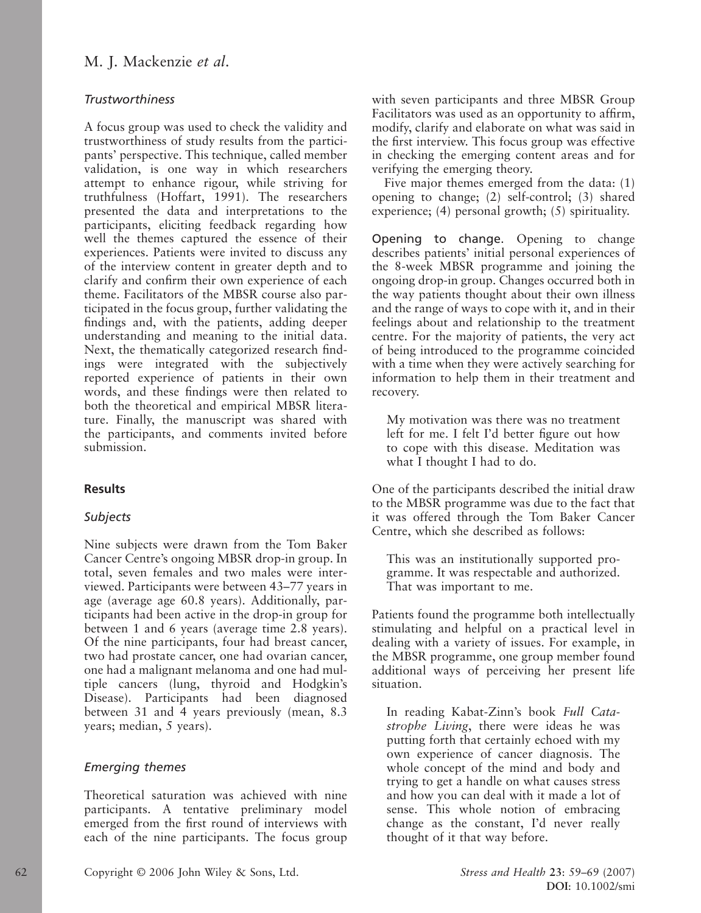### *Trustworthiness*

A focus group was used to check the validity and trustworthiness of study results from the participants' perspective. This technique, called member validation, is one way in which researchers attempt to enhance rigour, while striving for truthfulness (Hoffart, 1991). The researchers presented the data and interpretations to the participants, eliciting feedback regarding how well the themes captured the essence of their experiences. Patients were invited to discuss any of the interview content in greater depth and to clarify and confirm their own experience of each theme. Facilitators of the MBSR course also participated in the focus group, further validating the findings and, with the patients, adding deeper understanding and meaning to the initial data. Next, the thematically categorized research findings were integrated with the subjectively reported experience of patients in their own words, and these findings were then related to both the theoretical and empirical MBSR literature. Finally, the manuscript was shared with the participants, and comments invited before submission.

## Results

### *Subjects*

Nine subjects were drawn from the Tom Baker Cancer Centre's ongoing MBSR drop-in group. In total, seven females and two males were interviewed. Participants were between 43–77 years in age (average age 60.8 years). Additionally, participants had been active in the drop-in group for between 1 and 6 years (average time 2.8 years). Of the nine participants, four had breast cancer, two had prostate cancer, one had ovarian cancer, one had a malignant melanoma and one had multiple cancers (lung, thyroid and Hodgkin's Disease). Participants had been diagnosed between 31 and 4 years previously (mean, 8.3 years; median, 5 years).

### *Emerging themes*

Theoretical saturation was achieved with nine participants. A tentative preliminary model emerged from the first round of interviews with each of the nine participants. The focus group with seven participants and three MBSR Group Facilitators was used as an opportunity to affirm, modify, clarify and elaborate on what was said in the first interview. This focus group was effective in checking the emerging content areas and for verifying the emerging theory.

Five major themes emerged from the data: (1) opening to change; (2) self-control; (3) shared experience; (4) personal growth; (5) spirituality.

**Opening to change.** Opening to change describes patients' initial personal experiences of the 8-week MBSR programme and joining the ongoing drop-in group. Changes occurred both in the way patients thought about their own illness and the range of ways to cope with it, and in their feelings about and relationship to the treatment centre. For the majority of patients, the very act of being introduced to the programme coincided with a time when they were actively searching for information to help them in their treatment and recovery.

> My motivation was there was no treatment left for me. I felt I'd better figure out how to cope with this disease. Meditation was what I thought I had to do.

One of the participants described the initial draw to the MBSR programme was due to the fact that it was offered through the Tom Baker Cancer Centre, which she described as follows:

> This was an institutionally supported programme. It was respectable and authorized. That was important to me.

Patients found the programme both intellectually stimulating and helpful on a practical level in dealing with a variety of issues. For example, in the MBSR programme, one group member found additional ways of perceiving her present life situation.

> In reading Kabat-Zinn's book *Full Catastrophe Living*, there were ideas he was putting forth that certainly echoed with my own experience of cancer diagnosis. The whole concept of the mind and body and trying to get a handle on what causes stress and how you can deal with it made a lot of sense. This whole notion of embracing change as the constant, I'd never really thought of it that way before.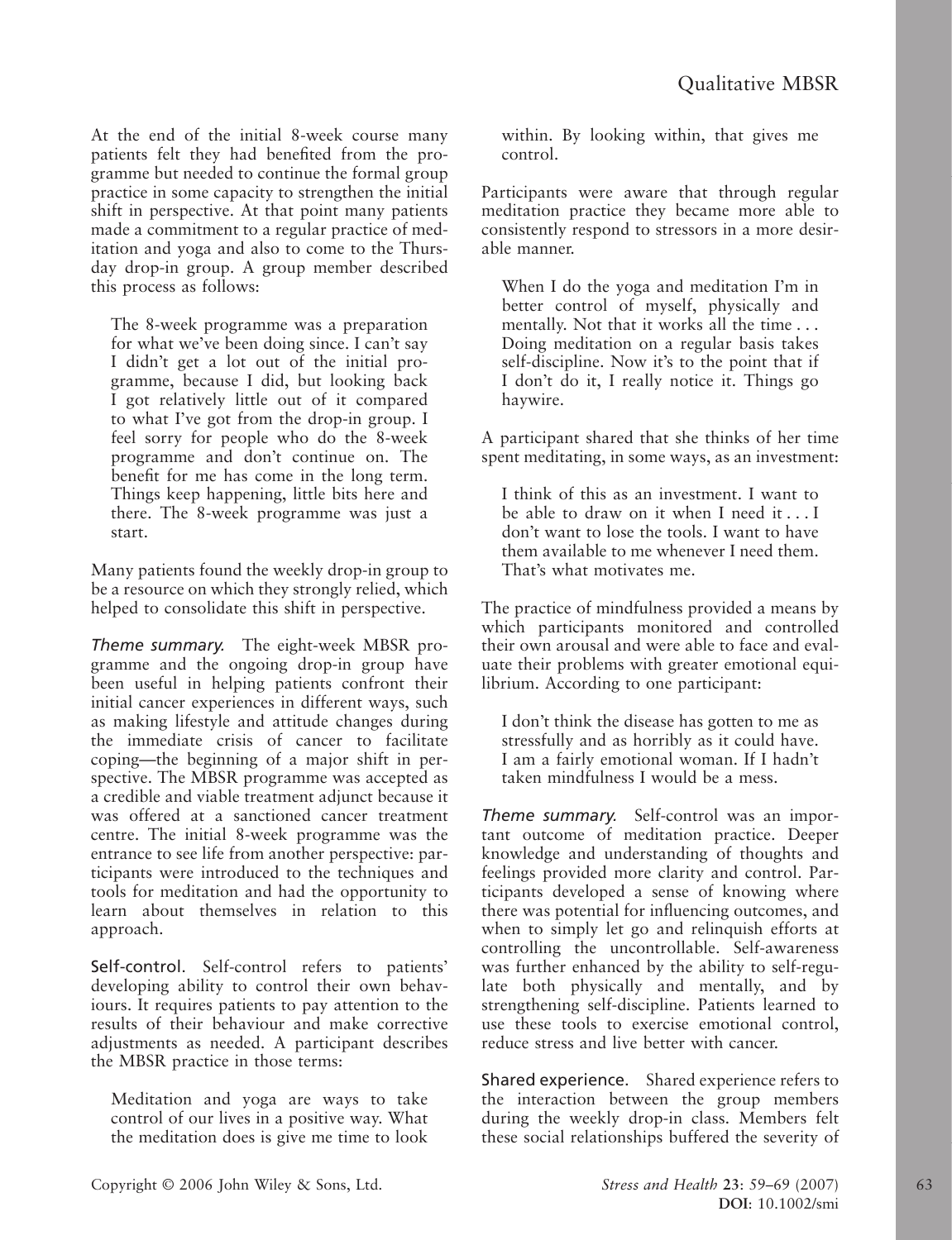At the end of the initial 8-week course many patients felt they had benefited from the programme but needed to continue the formal group practice in some capacity to strengthen the initial shift in perspective. At that point many patients made a commitment to a regular practice of meditation and yoga and also to come to the Thursday drop-in group. A group member described this process as follows:

> The 8-week programme was a preparation for what we've been doing since. I can't say I didn't get a lot out of the initial programme, because I did, but looking back I got relatively little out of it compared to what I've got from the drop-in group. I feel sorry for people who do the 8-week programme and don't continue on. The benefit for me has come in the long term. Things keep happening, little bits here and there. The 8-week programme was just a start.

Many patients found the weekly drop-in group to be a resource on which they strongly relied, which helped to consolidate this shift in perspective.

*Theme summary.* The eight-week MBSR programme and the ongoing drop-in group have been useful in helping patients confront their initial cancer experiences in different ways, such as making lifestyle and attitude changes during the immediate crisis of cancer to facilitate coping—the beginning of a major shift in perspective. The MBSR programme was accepted as a credible and viable treatment adjunct because it was offered at a sanctioned cancer treatment centre. The initial 8-week programme was the entrance to see life from another perspective: participants were introduced to the techniques and tools for meditation and had the opportunity to learn about themselves in relation to this approach.

Self-control. Self-control refers to patients' developing ability to control their own behaviours. It requires patients to pay attention to the results of their behaviour and make corrective adjustments as needed. A participant describes the MBSR practice in those terms:

> Meditation and yoga are ways to take control of our lives in a positive way. What the meditation does is give me time to look within. By looking within, that gives me control.

Participants were aware that through regular meditation practice they became more able to consistently respond to stressors in a more desirable manner.

> When I do the yoga and meditation I'm in better control of myself, physically and mentally. Not that it works all the time . . . Doing meditation on a regular basis takes self-discipline. Now it's to the point that if I don't do it, I really notice it. Things go haywire.

A participant shared that she thinks of her time spent meditating, in some ways, as an investment:

> I think of this as an investment. I want to be able to draw on it when I need it . . . I don't want to lose the tools. I want to have them available to me whenever I need them. That's what motivates me.

The practice of mindfulness provided a means by which participants monitored and controlled their own arousal and were able to face and evaluate their problems with greater emotional equilibrium. According to one participant:

> I don't think the disease has gotten to me as stressfully and as horribly as it could have. I am a fairly emotional woman. If I hadn't taken mindfulness I would be a mess.

*Theme summary.* Self-control was an important outcome of meditation practice. Deeper knowledge and understanding of thoughts and feelings provided more clarity and control. Participants developed a sense of knowing where there was potential for influencing outcomes, and when to simply let go and relinquish efforts at controlling the uncontrollable. Self-awareness was further enhanced by the ability to self-regulate both physically and mentally, and by strengthening self-discipline. Patients learned to use these tools to exercise emotional control, reduce stress and live better with cancer.

Shared experience. Shared experience refers to the interaction between the group members during the weekly drop-in class. Members felt these social relationships buffered the severity of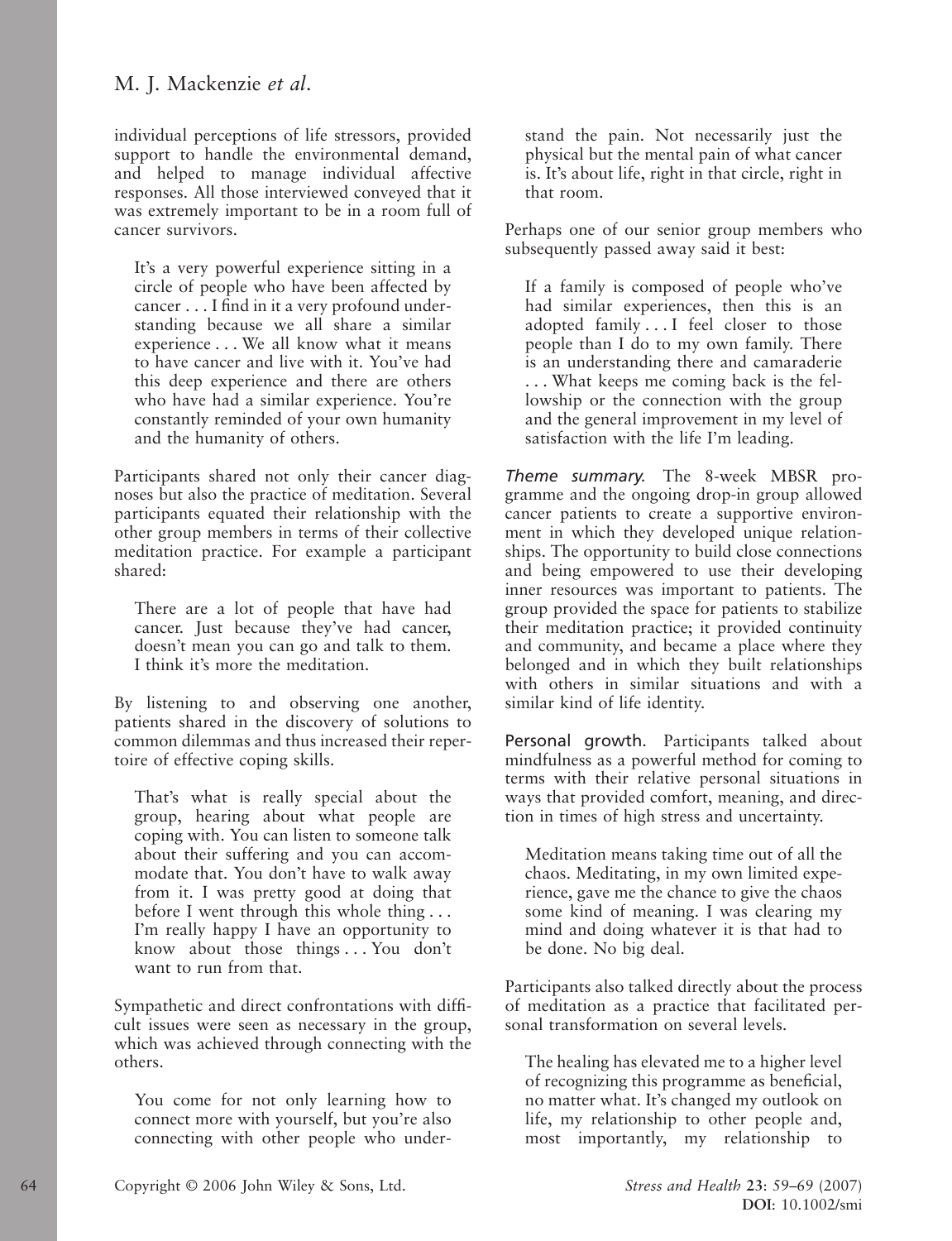individual perceptions of life stressors, provided support to handle the environmental demand, and helped to manage individual affective responses. All those interviewed conveyed that it was extremely important to be in a room full of cancer survivors.

> It's a very powerful experience sitting in a circle of people who have been affected by cancer . . . I find in it a very profound understanding because we all share a similar experience . . . We all know what it means to have cancer and live with it. You've had this deep experience and there are others who have had a similar experience. You're constantly reminded of your own humanity and the humanity of others.

Participants shared not only their cancer diagnoses but also the practice of meditation. Several participants equated their relationship with the other group members in terms of their collective meditation practice. For example a participant shared:

> There are a lot of people that have had cancer. Just because they've had cancer, doesn't mean you can go and talk to them. I think it's more the meditation.

By listening to and observing one another, patients shared in the discovery of solutions to common dilemmas and thus increased their repertoire of effective coping skills.

> That's what is really special about the group, hearing about what people are coping with. You can listen to someone talk about their suffering and you can accommodate that. You don't have to walk away from it. I was pretty good at doing that before I went through this whole thing . . . I'm really happy I have an opportunity to know about those things . . . You don't want to run from that.

Sympathetic and direct confrontations with difficult issues were seen as necessary in the group, which was achieved through connecting with the others.

> You come for not only learning how to connect more with yourself, but you're also connecting with other people who understand the pain. Not necessarily just the physical but the mental pain of what cancer is. It's about life, right in that circle, right in that room.

Perhaps one of our senior group members who subsequently passed away said it best:

> If a family is composed of people who've had similar experiences, then this is an adopted family . . . I feel closer to those people than I do to my own family. There is an understanding there and camaraderie . . . What keeps me coming back is the fellowship or the connection with the group and the general improvement in my level of satisfaction with the life I'm leading.

*Theme summary.* The 8-week MBSR programme and the ongoing drop-in group allowed cancer patients to create a supportive environment in which they developed unique relationships. The opportunity to build close connections and being empowered to use their developing inner resources was important to patients. The group provided the space for patients to stabilize their meditation practice; it provided continuity and community, and became a place where they belonged and in which they built relationships with others in similar situations and with a similar kind of life identity.

**Personal growth**. Participants talked about mindfulness as a powerful method for coming to terms with their relative personal situations in ways that provided comfort, meaning, and direction in times of high stress and uncertainty.

> Meditation means taking time out of all the chaos. Meditating, in my own limited experience, gave me the chance to give the chaos some kind of meaning. I was clearing my mind and doing whatever it is that had to be done. No big deal.

Participants also talked directly about the process of meditation as a practice that facilitated personal transformation on several levels.

> The healing has elevated me to a higher level of recognizing this programme as beneficial, no matter what. It's changed my outlook on life, my relationship to other people and, most importantly, my relationship to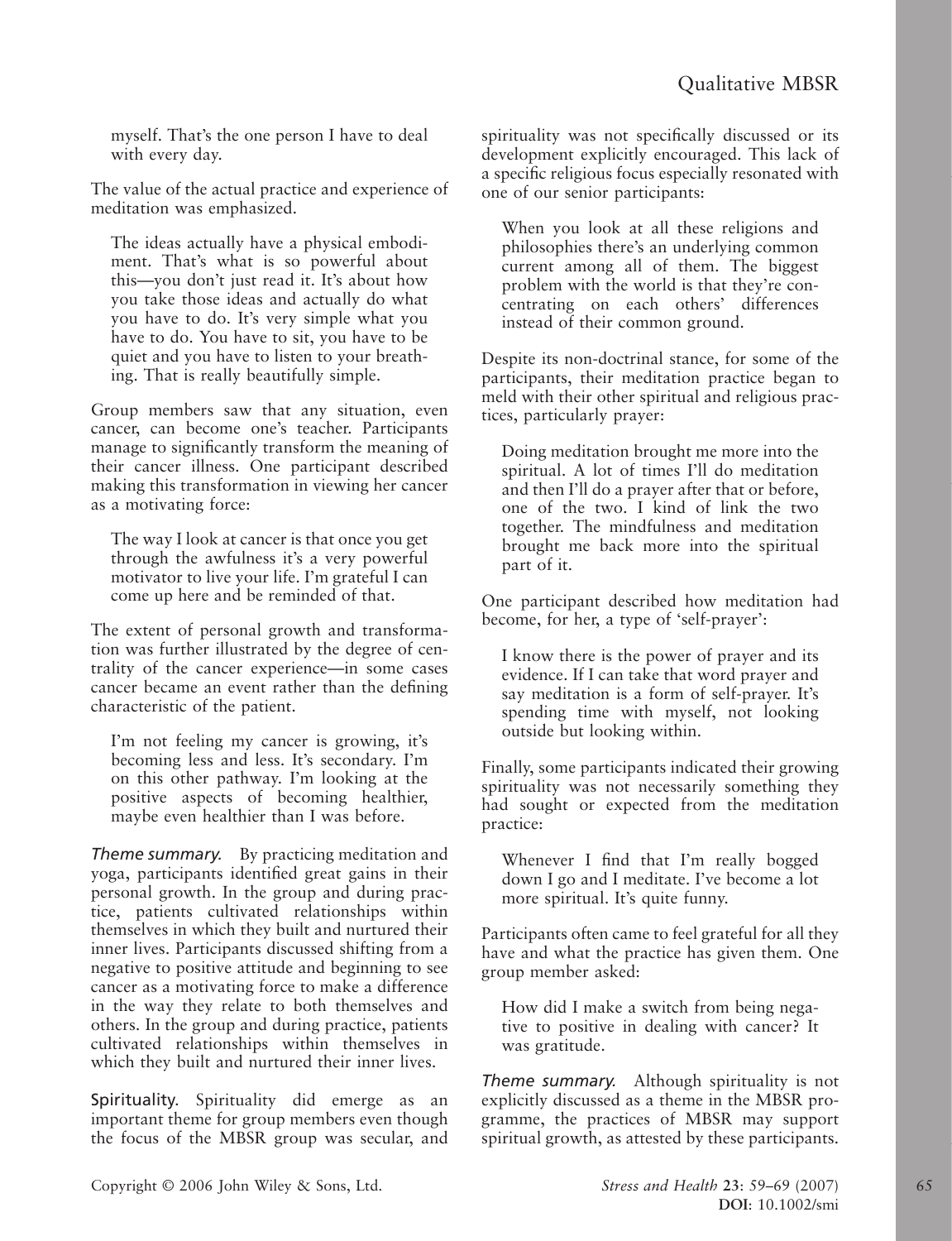myself. That's the one person I have to deal with every day.

The value of the actual practice and experience of meditation was emphasized.

> The ideas actually have a physical embodiment. That's what is so powerful about this—you don't just read it. It's about how you take those ideas and actually do what you have to do. It's very simple what you have to do. You have to sit, you have to be quiet and you have to listen to your breathing. That is really beautifully simple.

Group members saw that any situation, even cancer, can become one's teacher. Participants manage to significantly transform the meaning of their cancer illness. One participant described making this transformation in viewing her cancer as a motivating force:

> The way I look at cancer is that once you get through the awfulness it's a very powerful motivator to live your life. I'm grateful I can come up here and be reminded of that.

The extent of personal growth and transformation was further illustrated by the degree of centrality of the cancer experience—in some cases cancer became an event rather than the defining characteristic of the patient.

> I'm not feeling my cancer is growing, it's becoming less and less. It's secondary. I'm on this other pathway. I'm looking at the positive aspects of becoming healthier, maybe even healthier than I was before.

*Theme summary.* By practicing meditation and yoga, participants identified great gains in their personal growth. In the group and during practice, patients cultivated relationships within themselves in which they built and nurtured their inner lives. Participants discussed shifting from a negative to positive attitude and beginning to see cancer as a motivating force to make a difference in the way they relate to both themselves and others. In the group and during practice, patients cultivated relationships within themselves in which they built and nurtured their inner lives.

Spirituality. Spirituality did emerge as an important theme for group members even though the focus of the MBSR group was secular, and spirituality was not specifically discussed or its development explicitly encouraged. This lack of a specific religious focus especially resonated with one of our senior participants:

> When you look at all these religions and philosophies there's an underlying common current among all of them. The biggest problem with the world is that they're concentrating on each others' differences instead of their common ground.

Despite its non-doctrinal stance, for some of the participants, their meditation practice began to meld with their other spiritual and religious practices, particularly prayer:

> Doing meditation brought me more into the spiritual. A lot of times I'll do meditation and then I'll do a prayer after that or before, one of the two. I kind of link the two together. The mindfulness and meditation brought me back more into the spiritual part of it.

One participant described how meditation had become, for her, a type of 'self-prayer':

> I know there is the power of prayer and its evidence. If I can take that word prayer and say meditation is a form of self-prayer. It's spending time with myself, not looking outside but looking within.

Finally, some participants indicated their growing spirituality was not necessarily something they had sought or expected from the meditation practice:

> Whenever I find that I'm really bogged down I go and I meditate. I've become a lot more spiritual. It's quite funny.

Participants often came to feel grateful for all they have and what the practice has given them. One group member asked:

> How did I make a switch from being negative to positive in dealing with cancer? It was gratitude.

*Theme summary.* Although spirituality is not explicitly discussed as a theme in the MBSR programme, the practices of MBSR may support spiritual growth, as attested by these participants.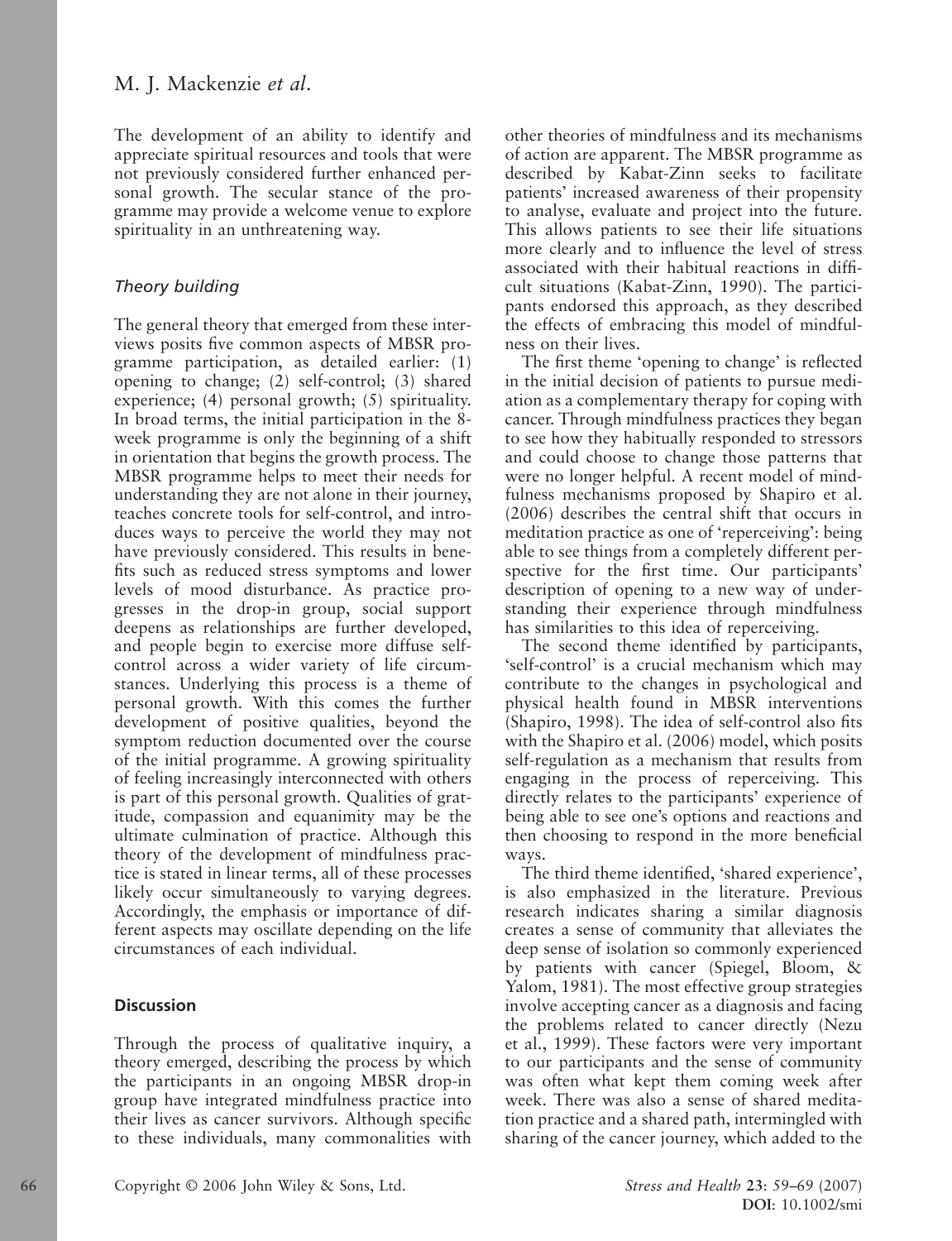The development of an ability to identify and appreciate spiritual resources and tools that were not previously considered further enhanced personal growth. The secular stance of the programme may provide a welcome venue to explore spirituality in an unthreatening way.

### *Theory building*

The general theory that emerged from these interviews posits five common aspects of MBSR programme participation, as detailed earlier: (1) opening to change; (2) self-control; (3) shared experience; (4) personal growth; (5) spirituality. In broad terms, the initial participation in the 8-week programme is only the beginning of a shift in orientation that begins the growth process. The MBSR programme helps to meet their needs for understanding they are not alone in their journey, teaches concrete tools for self-control, and introduces ways to perceive the world they may not have previously considered. This results in benefits such as reduced stress symptoms and lower levels of mood disturbance. As practice progresses in the drop-in group, social support deepens as relationships are further developed, and people begin to exercise more diffuse self-control across a wider variety of life circumstances. Underlying this process is a theme of personal growth. With this comes the further development of positive qualities, beyond the symptom reduction documented over the course of the initial programme. A growing spirituality of feeling increasingly interconnected with others is part of this personal growth. Qualities of gratitude, compassion and equanimity may be the ultimate culmination of practice. Although this theory of the development of mindfulness practice is stated in linear terms, all of these processes likely occur simultaneously to varying degrees. Accordingly, the emphasis or importance of different aspects may oscillate depending on the life circumstances of each individual.

## Discussion

Through the process of qualitative inquiry, a theory emerged, describing the process by which the participants in an ongoing MBSR drop-in group have integrated mindfulness practice into their lives as cancer survivors. Although specific to these individuals, many commonalities with other theories of mindfulness and its mechanisms of action are apparent. The MBSR programme as described by Kabat-Zinn seeks to facilitate patients' increased awareness of their propensity to analyse, evaluate and project into the future. This allows patients to see their life situations more clearly and to influence the level of stress associated with their habitual reactions in difficult situations (Kabat-Zinn, 1990). The participants endorsed this approach, as they described the effects of embracing this model of mindfulness on their lives.

The first theme 'opening to change' is reflected in the initial decision of patients to pursue mediation as a complementary therapy for coping with cancer. Through mindfulness practices they began to see how they habitually responded to stressors and could choose to change those patterns that were no longer helpful. A recent model of mindfulness mechanisms proposed by Shapiro et al. (2006) describes the central shift that occurs in meditation practice as one of 'reperceiving': being able to see things from a completely different perspective for the first time. Our participants' description of opening to a new way of understanding their experience through mindfulness has similarities to this idea of reperceiving.

The second theme identified by participants, 'self-control' is a crucial mechanism which may contribute to the changes in psychological and physical health found in MBSR interventions (Shapiro, 1998). The idea of self-control also fits with the Shapiro et al. (2006) model, which posits self-regulation as a mechanism that results from engaging in the process of reperceiving. This directly relates to the participants' experience of being able to see one's options and reactions and then choosing to respond in the more beneficial ways.

The third theme identified, 'shared experience', is also emphasized in the literature. Previous research indicates sharing a similar diagnosis creates a sense of community that alleviates the deep sense of isolation so commonly experienced by patients with cancer (Spiegel, Bloom, & Yalom, 1981). The most effective group strategies involve accepting cancer as a diagnosis and facing the problems related to cancer directly (Nezu et al., 1999). These factors were very important to our participants and the sense of community was often what kept them coming week after week. There was also a sense of shared meditation practice and a shared path, intermingled with sharing of the cancer journey, which added to the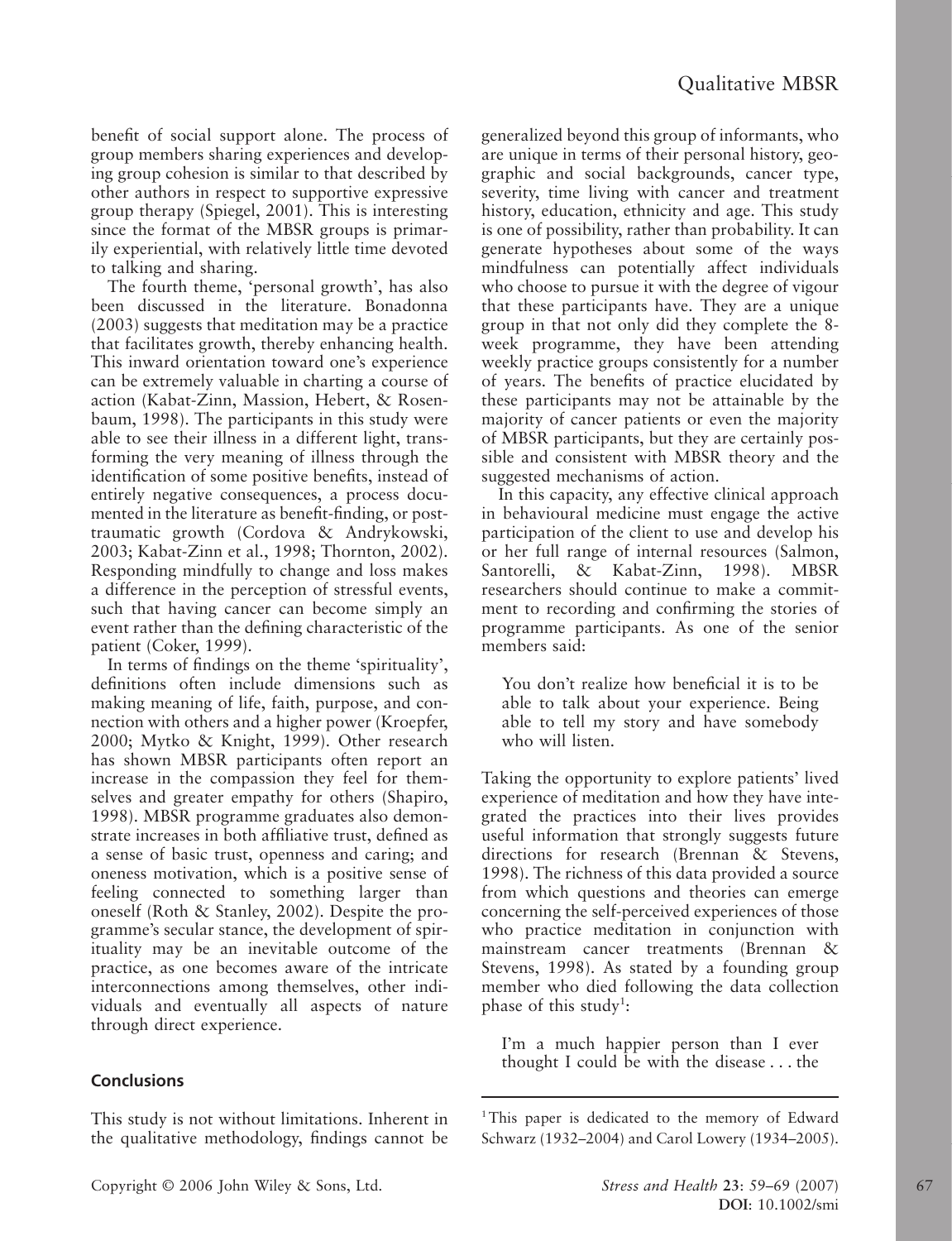benefit of social support alone. The process of group members sharing experiences and developing group cohesion is similar to that described by other authors in respect to supportive expressive group therapy (Spiegel, 2001). This is interesting since the format of the MBSR groups is primarily experiential, with relatively little time devoted to talking and sharing.

The fourth theme, 'personal growth', has also been discussed in the literature. Bonadonna (2003) suggests that meditation may be a practice that facilitates growth, thereby enhancing health. This inward orientation toward one's experience can be extremely valuable in charting a course of action (Kabat-Zinn, Massion, Hebert, & Rosenbaum, 1998). The participants in this study were able to see their illness in a different light, transforming the very meaning of illness through the identification of some positive benefits, instead of entirely negative consequences, a process documented in the literature as benefit-finding, or post-traumatic growth (Cordova & Andrykowski, 2003; Kabat-Zinn et al., 1998; Thornton, 2002). Responding mindfully to change and loss makes a difference in the perception of stressful events, such that having cancer can become simply an event rather than the defining characteristic of the patient (Coker, 1999).

In terms of findings on the theme 'spirituality', definitions often include dimensions such as making meaning of life, faith, purpose, and connection with others and a higher power (Kroepfer, 2000; Mytko & Knight, 1999). Other research has shown MBSR participants often report an increase in the compassion they feel for themselves and greater empathy for others (Shapiro, 1998). MBSR programme graduates also demonstrate increases in both affiliative trust, defined as a sense of basic trust, openness and caring; and oneness motivation, which is a positive sense of feeling connected to something larger than oneself (Roth & Stanley, 2002). Despite the programme's secular stance, the development of spirituality may be an inevitable outcome of the practice, as one becomes aware of the intricate interconnections among themselves, other individuals and eventually all aspects of nature through direct experience.

## Conclusions

This study is not without limitations. Inherent in the qualitative methodology, findings cannot be generalized beyond this group of informants, who are unique in terms of their personal history, geographic and social backgrounds, cancer type, severity, time living with cancer and treatment history, education, ethnicity and age. This study is one of possibility, rather than probability. It can generate hypotheses about some of the ways mindfulness can potentially affect individuals who choose to pursue it with the degree of vigour that these participants have. They are a unique group in that not only did they complete the 8-week programme, they have been attending weekly practice groups consistently for a number of years. The benefits of practice elucidated by these participants may not be attainable by the majority of cancer patients or even the majority of MBSR participants, but they are certainly possible and consistent with MBSR theory and the suggested mechanisms of action.

In this capacity, any effective clinical approach in behavioural medicine must engage the active participation of the client to use and develop his or her full range of internal resources (Salmon, Santorelli, & Kabat-Zinn, 1998). MBSR researchers should continue to make a commitment to recording and confirming the stories of programme participants. As one of the senior members said:

> You don't realize how beneficial it is to be able to talk about your experience. Being able to tell my story and have somebody who will listen.

Taking the opportunity to explore patients' lived experience of meditation and how they have integrated the practices into their lives provides useful information that strongly suggests future directions for research (Brennan & Stevens, 1998). The richness of this data provided a source from which questions and theories can emerge concerning the self-perceived experiences of those who practice meditation in conjunction with mainstream cancer treatments (Brennan & Stevens, 1998). As stated by a founding group member who died following the data collection phase of this study[1]:

> I'm a much happier person than I ever thought I could be with the disease . . . the

[1] This paper is dedicated to the memory of Edward Schwarz (1932–2004) and Carol Lowery (1934–2005).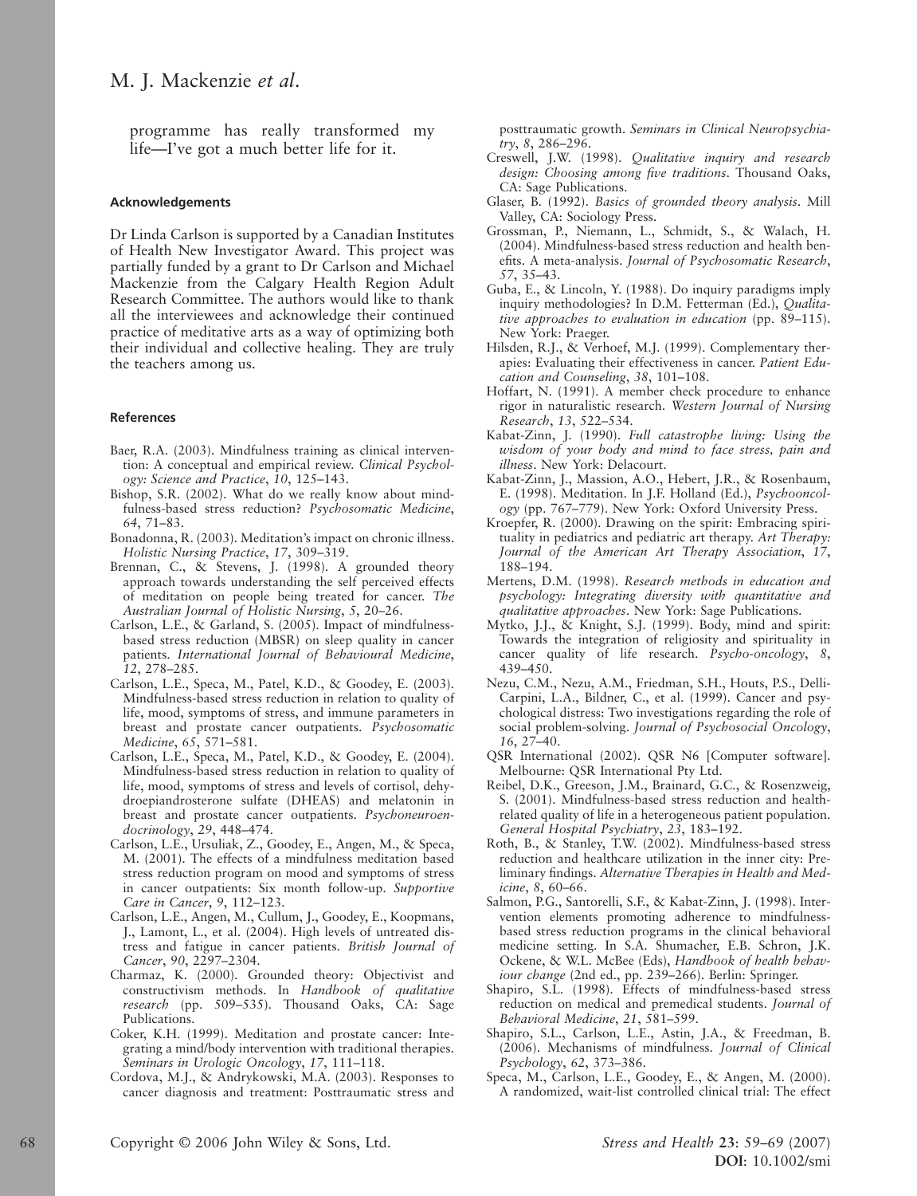programme has really transformed my life—I've got a much better life for it.

#### Acknowledgements

Dr Linda Carlson is supported by a Canadian Institutes of Health New Investigator Award. This project was partially funded by a grant to Dr Carlson and Michael Mackenzie from the Calgary Health Region Adult Research Committee. The authors would like to thank all the interviewees and acknowledge their continued practice of meditative arts as a way of optimizing both their individual and collective healing. They are truly the teachers among us.

#### References

Baer, R.A. (2003). Mindfulness training as clinical intervention: A conceptual and empirical review. *Clinical Psychology: Science and Practice*, *10*, 125–143.

Bishop, S.R. (2002). What do we really know about mindfulness-based stress reduction? *Psychosomatic Medicine*, *64*, 71–83.

Bonadonna, R. (2003). Meditation's impact on chronic illness. *Holistic Nursing Practice*, *17*, 309–319.

Brennan, C., & Stevens, J. (1998). A grounded theory approach towards understanding the self perceived effects of meditation on people being treated for cancer. *The Australian Journal of Holistic Nursing*, *5*, 20–26.

Carlson, L.E., & Garland, S. (2005). Impact of mindfulness-based stress reduction (MBSR) on sleep quality in cancer patients. *International Journal of Behavioural Medicine*, *12*, 278–285.

Carlson, L.E., Speca, M., Patel, K.D., & Goodey, E. (2003). Mindfulness-based stress reduction in relation to quality of life, mood, symptoms of stress, and immune parameters in breast and prostate cancer outpatients. *Psychosomatic Medicine*, *65*, 571–581.

Carlson, L.E., Speca, M., Patel, K.D., & Goodey, E. (2004). Mindfulness-based stress reduction in relation to quality of life, mood, symptoms of stress and levels of cortisol, dehydroepiandrosterone sulfate (DHEAS) and melatonin in breast and prostate cancer outpatients. *Psychoneuroendocrinology*, *29*, 448–474.

Carlson, L.E., Ursuliak, Z., Goodey, E., Angen, M., & Speca, M. (2001). The effects of a mindfulness meditation based stress reduction program on mood and symptoms of stress in cancer outpatients: Six month follow-up. *Supportive Care in Cancer*, *9*, 112–123.

Carlson, L.E., Angen, M., Cullum, J., Goodey, E., Koopmans, J., Lamont, L., et al. (2004). High levels of untreated distress and fatigue in cancer patients. *British Journal of Cancer*, *90*, 2297–2304.

Charmaz, K. (2000). Grounded theory: Objectivist and constructivism methods. In *Handbook of qualitative research* (pp. 509–535). Thousand Oaks, CA: Sage Publications.

Coker, K.H. (1999). Meditation and prostate cancer: Integrating a mind/body intervention with traditional therapies. *Seminars in Urologic Oncology*, *17*, 111–118.

Cordova, M.J., & Andrykowski, M.A. (2003). Responses to cancer diagnosis and treatment: Posttraumatic stress and posttraumatic growth. *Seminars in Clinical Neuropsychiatry*, *8*, 286–296.

Creswell, J.W. (1998). *Qualitative inquiry and research design: Choosing among five traditions*. Thousand Oaks, CA: Sage Publications.

Glaser, B. (1992). *Basics of grounded theory analysis*. Mill Valley, CA: Sociology Press.

Grossman, P., Niemann, L., Schmidt, S., & Walach, H. (2004). Mindfulness-based stress reduction and health benefits. A meta-analysis. *Journal of Psychosomatic Research*, *57*, 35–43.

Guba, E., & Lincoln, Y. (1988). Do inquiry paradigms imply inquiry methodologies? In D.M. Fetterman (Ed.), *Qualitative approaches to evaluation in education* (pp. 89–115). New York: Praeger.

Hilsden, R.J., & Verhoef, M.J. (1999). Complementary therapies: Evaluating their effectiveness in cancer. *Patient Education and Counseling*, *38*, 101–108.

Hoffart, N. (1991). A member check procedure to enhance rigor in naturalistic research. *Western Journal of Nursing Research*, *13*, 522–534.

Kabat-Zinn, J. (1990). *Full catastrophe living: Using the wisdom of your body and mind to face stress, pain and illness*. New York: Delacourt.

Kabat-Zinn, J., Massion, A.O., Hebert, J.R., & Rosenbaum, E. (1998). Meditation. In J.F. Holland (Ed.), *Psychooncology* (pp. 767–779). New York: Oxford University Press.

Kroepfer, R. (2000). Drawing on the spirit: Embracing spirituality in pediatrics and pediatric art therapy. *Art Therapy: Journal of the American Art Therapy Association*, *17*, 188–194.

Mertens, D.M. (1998). *Research methods in education and psychology: Integrating diversity with quantitative and qualitative approaches*. New York: Sage Publications.

Mytko, J.J., & Knight, S.J. (1999). Body, mind and spirit: Towards the integration of religiosity and spirituality in cancer quality of life research. *Psycho-oncology*, *8*, 439–450.

Nezu, C.M., Nezu, A.M., Friedman, S.H., Houts, P.S., DelliCarpini, L.A., Bildner, C., et al. (1999). Cancer and psychological distress: Two investigations regarding the role of social problem-solving. *Journal of Psychosocial Oncology*, *16*, 27–40.

QSR International (2002). QSR N6 [Computer software]. Melbourne: QSR International Pty Ltd.

Reibel, D.K., Greeson, J.M., Brainard, G.C., & Rosenzweig, S. (2001). Mindfulness-based stress reduction and health-related quality of life in a heterogeneous patient population. *General Hospital Psychiatry*, *23*, 183–192.

Roth, B., & Stanley, T.W. (2002). Mindfulness-based stress reduction and healthcare utilization in the inner city: Preliminary findings. *Alternative Therapies in Health and Medicine*, *8*, 60–66.

Salmon, P.G., Santorelli, S.F., & Kabat-Zinn, J. (1998). Intervention elements promoting adherence to mindfulness-based stress reduction programs in the clinical behavioral medicine setting. In S.A. Shumacher, E.B. Schron, J.K. Ockene, & W.L. McBee (Eds), *Handbook of health behaviour change* (2nd ed., pp. 239–266). Berlin: Springer.

Shapiro, S.L. (1998). Effects of mindfulness-based stress reduction on medical and premedical students. *Journal of Behavioral Medicine*, *21*, 581–599.

Shapiro, S.L., Carlson, L.E., Astin, J.A., & Freedman, B. (2006). Mechanisms of mindfulness. *Journal of Clinical Psychology*, *62*, 373–386.

Speca, M., Carlson, L.E., Goodey, E., & Angen, M. (2000). A randomized, wait-list controlled clinical trial: The effect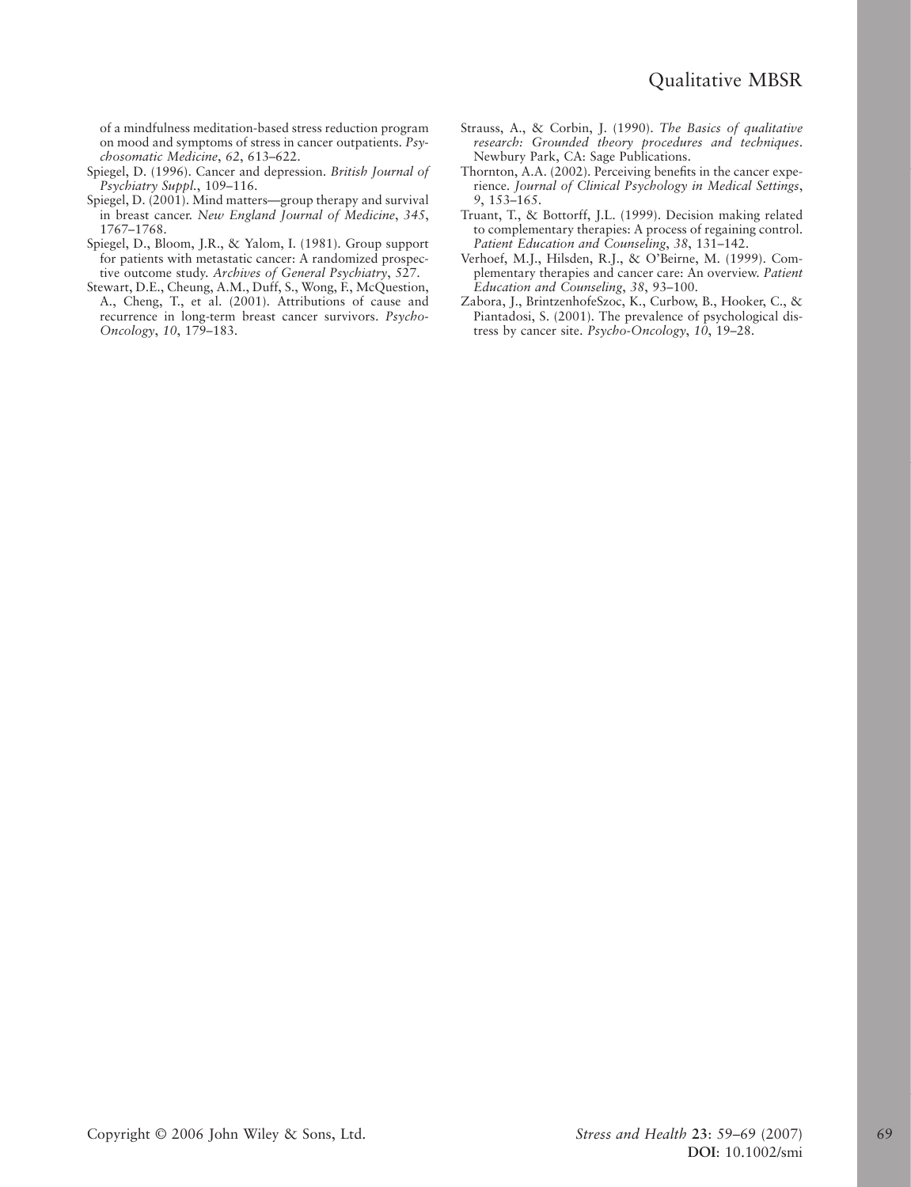of a mindfulness meditation-based stress reduction program on mood and symptoms of stress in cancer outpatients. *Psychosomatic Medicine*, *62*, 613–622.

Spiegel, D. (1996). Cancer and depression. *British Journal of Psychiatry Suppl.*, 109–116.

Spiegel, D. (2001). Mind matters—group therapy and survival in breast cancer. *New England Journal of Medicine*, *345*, 1767–1768.

Spiegel, D., Bloom, J.R., & Yalom, I. (1981). Group support for patients with metastatic cancer: A randomized prospective outcome study. *Archives of General Psychiatry*, 527.

Stewart, D.E., Cheung, A.M., Duff, S., Wong, F., McQuestion, A., Cheng, T., et al. (2001). Attributions of cause and recurrence in long-term breast cancer survivors. *Psycho-Oncology*, *10*, 179–183.

Strauss, A., & Corbin, J. (1990). *The Basics of qualitative research: Grounded theory procedures and techniques*. Newbury Park, CA: Sage Publications.

Thornton, A.A. (2002). Perceiving benefits in the cancer experience. *Journal of Clinical Psychology in Medical Settings*, *9*, 153–165.

Truant, T., & Bottorff, J.L. (1999). Decision making related to complementary therapies: A process of regaining control. *Patient Education and Counseling*, *38*, 131–142.

Verhoef, M.J., Hilsden, R.J., & O'Beirne, M. (1999). Complementary therapies and cancer care: An overview. *Patient Education and Counseling*, *38*, 93–100.

Zabora, J., BrintzenhofeSzoc, K., Curbow, B., Hooker, C., & Piantadosi, S. (2001). The prevalence of psychological distress by cancer site. *Psycho-Oncology*, *10*, 19–28.